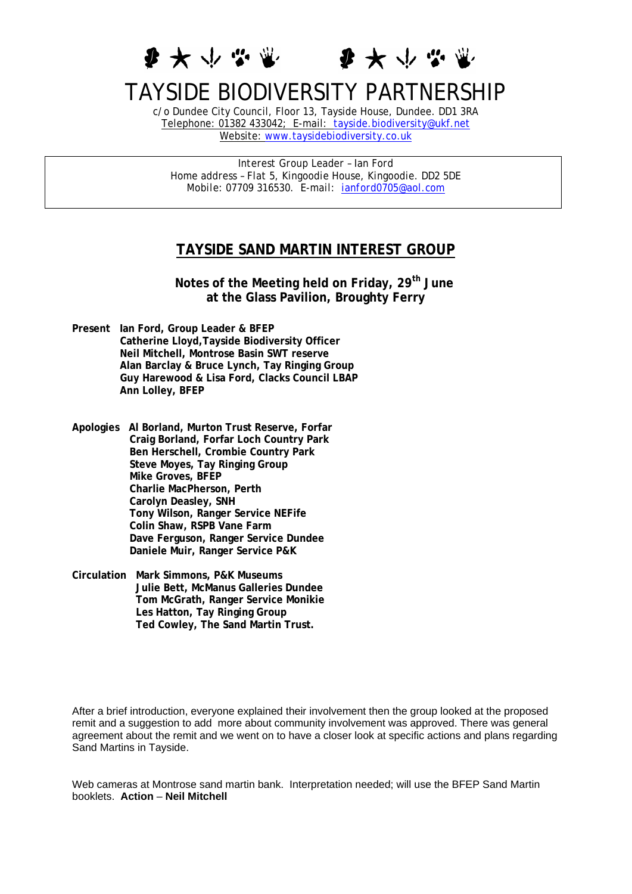# TAYSIDE BIODIVERSITY PARTNERSHIP

c/o Dundee City Council, Floor 13, Tayside House, Dundee. DD1 3RA
Telephone: 01382 433042; E-mail: tayside.biodiversity@ukf.net
Website: www.taysidebiodiversity.co.uk

Interest Group Leader – Ian Ford
Home address – Flat 5, Kingoodie House, Kingoodie. DD2 5DE
Mobile: 07709 316530. E-mail: ianford0705@aol.com

## TAYSIDE SAND MARTIN INTEREST GROUP

**Notes of the Meeting held on Friday, 29th June at the Glass Pavilion, Broughty Ferry**

**Present**
- **Ian Ford, Group Leader & BFEP**
- **Catherine Lloyd,Tayside Biodiversity Officer**
- **Neil Mitchell, Montrose Basin SWT reserve**
- **Alan Barclay & Bruce Lynch, Tay Ringing Group**
- **Guy Harewood & Lisa Ford, Clacks Council LBAP**
- **Ann Lolley, BFEP**

**Apologies**
- **Al Borland, Murton Trust Reserve, Forfar**
- **Craig Borland, Forfar Loch Country Park**
- **Ben Herschell, Crombie Country Park**
- **Steve Moyes, Tay Ringing Group**
- **Mike Groves, BFEP**
- **Charlie MacPherson, Perth**
- **Carolyn Deasley, SNH**
- **Tony Wilson, Ranger Service NEFife**
- **Colin Shaw, RSPB Vane Farm**
- **Dave Ferguson, Ranger Service Dundee**
- **Daniele Muir, Ranger Service P&K**

**Circulation**
- **Mark Simmons, P&K Museums**
- **Julie Bett, McManus Galleries Dundee**
- **Tom McGrath, Ranger Service Monikie**
- **Les Hatton, Tay Ringing Group**
- **Ted Cowley, The Sand Martin Trust.**

After a brief introduction, everyone explained their involvement then the group looked at the proposed remit and a suggestion to add more about community involvement was approved. There was general agreement about the remit and we went on to have a closer look at specific actions and plans regarding Sand Martins in Tayside.

Web cameras at Montrose sand martin bank. Interpretation needed; will use the BFEP Sand Martin booklets. **Action** – **Neil Mitchell**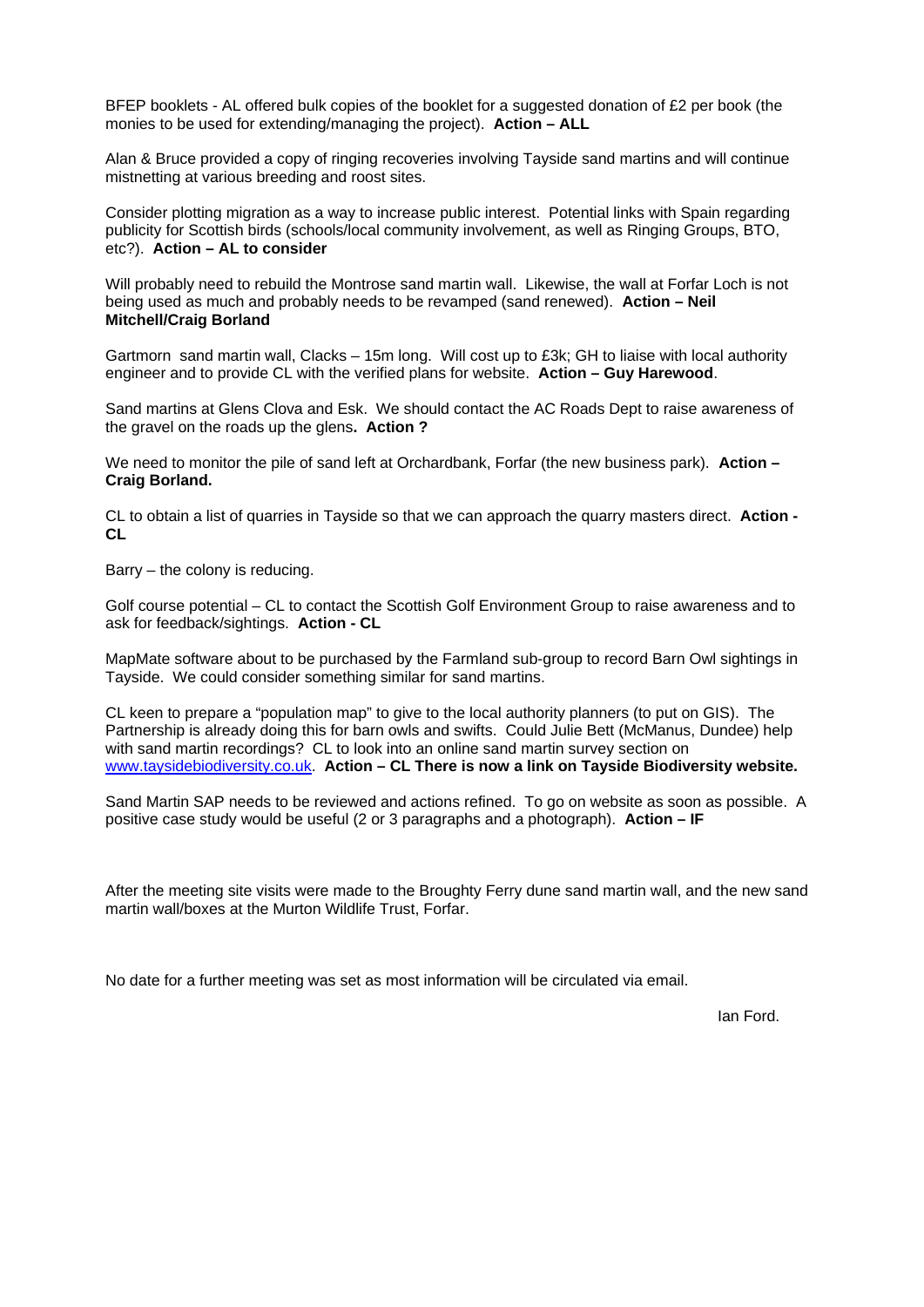BFEP booklets - AL offered bulk copies of the booklet for a suggested donation of £2 per book (the monies to be used for extending/managing the project). **Action – ALL**

Alan & Bruce provided a copy of ringing recoveries involving Tayside sand martins and will continue mistnetting at various breeding and roost sites.

Consider plotting migration as a way to increase public interest. Potential links with Spain regarding publicity for Scottish birds (schools/local community involvement, as well as Ringing Groups, BTO, etc?). **Action – AL to consider**

Will probably need to rebuild the Montrose sand martin wall. Likewise, the wall at Forfar Loch is not being used as much and probably needs to be revamped (sand renewed). **Action – Neil Mitchell/Craig Borland**

Gartmorn sand martin wall, Clacks – 15m long. Will cost up to £3k; GH to liaise with local authority engineer and to provide CL with the verified plans for website. **Action – Guy Harewood**.

Sand martins at Glens Clova and Esk. We should contact the AC Roads Dept to raise awareness of the gravel on the roads up the glens**. Action ?**

We need to monitor the pile of sand left at Orchardbank, Forfar (the new business park). **Action – Craig Borland.**

CL to obtain a list of quarries in Tayside so that we can approach the quarry masters direct. **Action - CL**

Barry – the colony is reducing.

Golf course potential – CL to contact the Scottish Golf Environment Group to raise awareness and to ask for feedback/sightings. **Action - CL**

MapMate software about to be purchased by the Farmland sub-group to record Barn Owl sightings in Tayside. We could consider something similar for sand martins.

CL keen to prepare a "population map" to give to the local authority planners (to put on GIS). The Partnership is already doing this for barn owls and swifts. Could Julie Bett (McManus, Dundee) help with sand martin recordings? CL to look into an online sand martin survey section on www.taysidebiodiversity.co.uk. **Action – CL There is now a link on Tayside Biodiversity website.**

Sand Martin SAP needs to be reviewed and actions refined. To go on website as soon as possible. A positive case study would be useful (2 or 3 paragraphs and a photograph). **Action – IF**

After the meeting site visits were made to the Broughty Ferry dune sand martin wall, and the new sand martin wall/boxes at the Murton Wildlife Trust, Forfar.

No date for a further meeting was set as most information will be circulated via email.

Ian Ford.